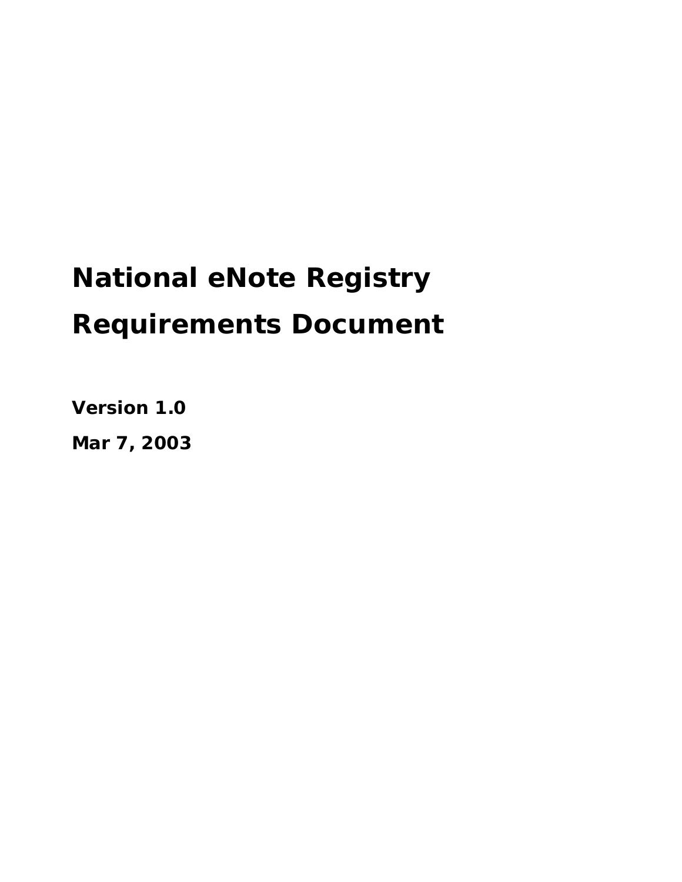# National eNote Registry Requirements Document

**Version 1.0**

**Mar 7, 2003**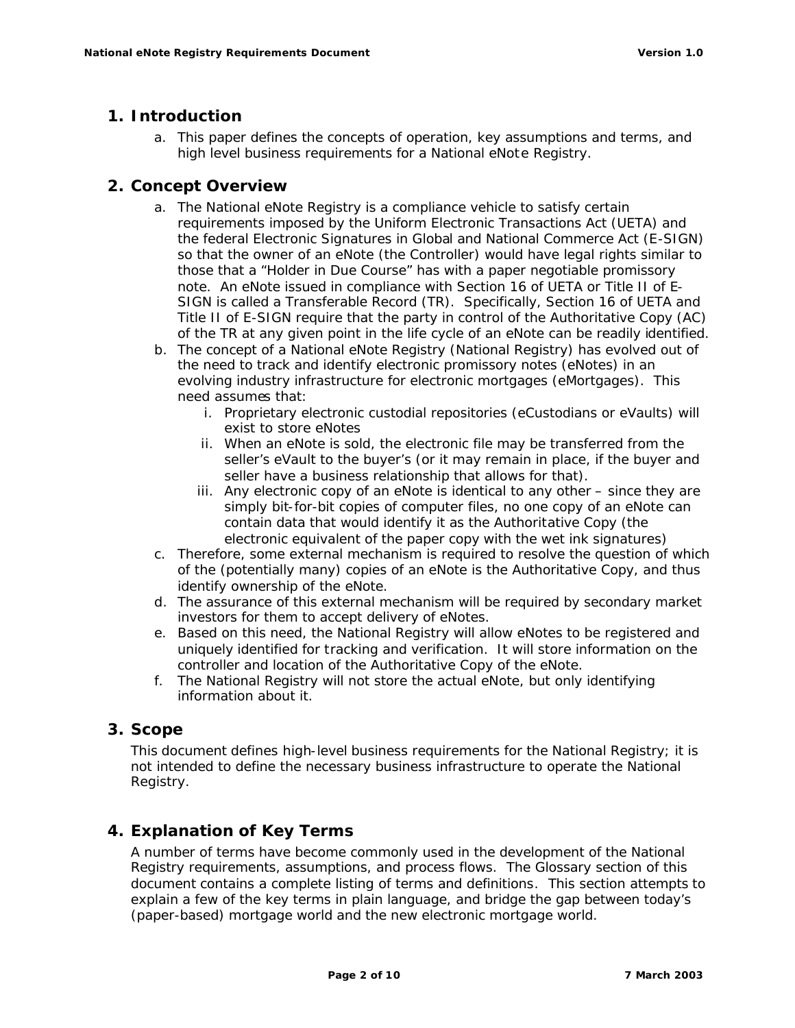## 1. Introduction

a. This paper defines the concepts of operation, key assumptions and terms, and high level business requirements for a National eNote Registry.

## 2. Concept Overview

a. The National eNote Registry is a compliance vehicle to satisfy certain requirements imposed by the Uniform Electronic Transactions Act (UETA) and the federal Electronic Signatures in Global and National Commerce Act (E-SIGN) so that the owner of an eNote (the Controller) would have legal rights similar to those that a "Holder in Due Course" has with a paper negotiable promissory note. An eNote issued in compliance with Section 16 of UETA or Title II of E-SIGN is called a Transferable Record (TR). Specifically, Section 16 of UETA and Title II of E-SIGN require that the party in control of the Authoritative Copy (AC) of the TR at any given point in the life cycle of an eNote can be readily identified.

b. The concept of a National eNote Registry (National Registry) has evolved out of the need to track and identify electronic promissory notes (eNotes) in an evolving industry infrastructure for electronic mortgages (eMortgages). This need assumes that:

   i. Proprietary electronic custodial repositories (eCustodians or eVaults) will exist to store eNotes

   ii. When an eNote is sold, the electronic file may be transferred from the seller's eVault to the buyer's (or it may remain in place, if the buyer and seller have a business relationship that allows for that).

   iii. Any electronic copy of an eNote is identical to any other – since they are simply bit-for-bit copies of computer files, no one copy of an eNote can contain data that would identify it as the Authoritative Copy (the electronic equivalent of the paper copy with the wet ink signatures)

c. Therefore, some external mechanism is required to resolve the question of which of the (potentially many) copies of an eNote is the Authoritative Copy, and thus identify ownership of the eNote.

d. The assurance of this external mechanism will be required by secondary market investors for them to accept delivery of eNotes.

e. Based on this need, the National Registry will allow eNotes to be registered and uniquely identified for tracking and verification. It will store information on the controller and location of the Authoritative Copy of the eNote.

f. The National Registry will not store the actual eNote, but only identifying information about it.

## 3. Scope

This document defines high-level business requirements for the National Registry; it is not intended to define the necessary business infrastructure to operate the National Registry.

## 4. Explanation of Key Terms

A number of terms have become commonly used in the development of the National Registry requirements, assumptions, and process flows. The Glossary section of this document contains a complete listing of terms and definitions. This section attempts to explain a few of the key terms in plain language, and bridge the gap between today's (paper-based) mortgage world and the new electronic mortgage world.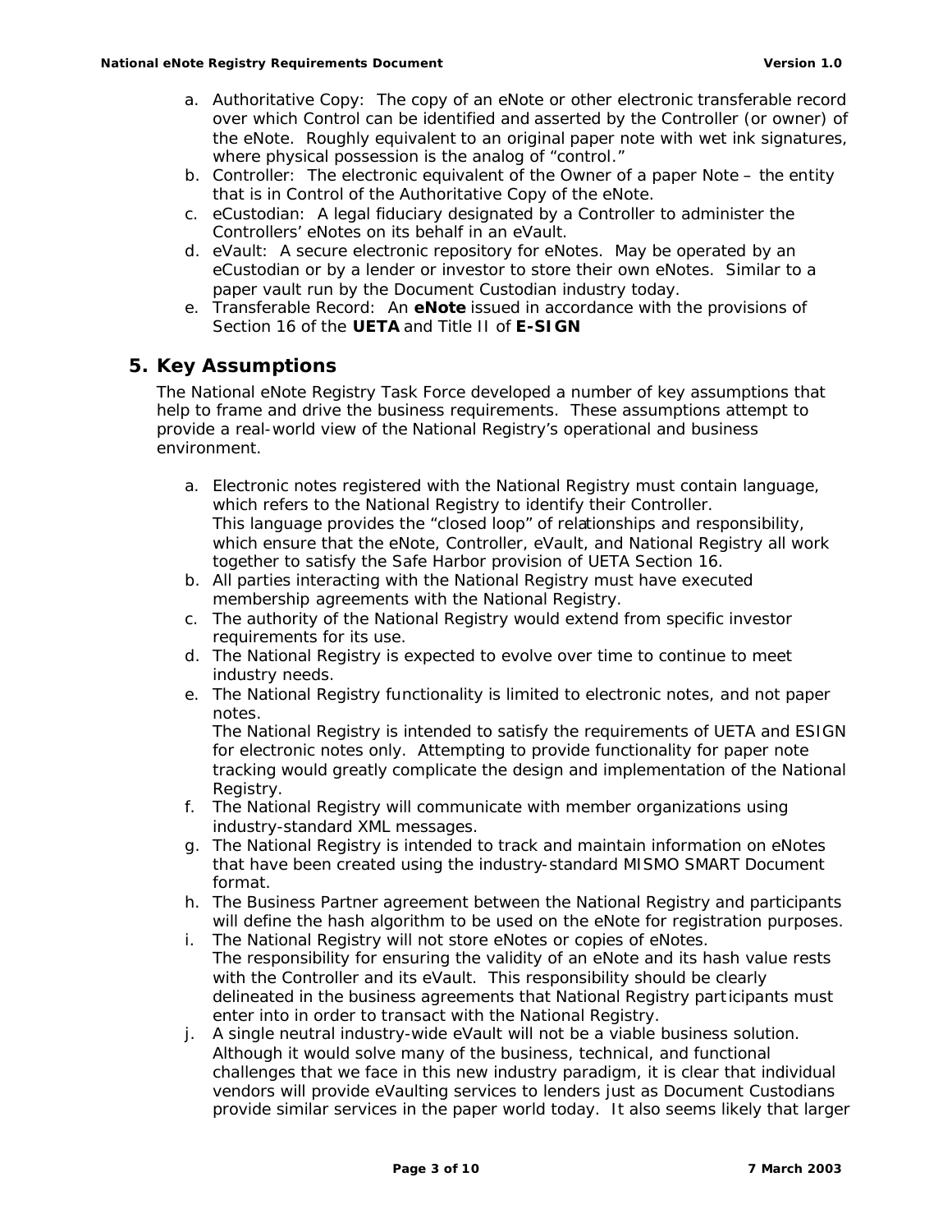a. Authoritative Copy: The copy of an eNote or other electronic transferable record over which Control can be identified and asserted by the Controller (or owner) of the eNote. Roughly equivalent to an original paper note with wet ink signatures, where physical possession is the analog of "control."
b. Controller: The electronic equivalent of the Owner of a paper Note – the entity that is in Control of the Authoritative Copy of the eNote.
c. eCustodian: A legal fiduciary designated by a Controller to administer the Controllers' eNotes on its behalf in an eVault.
d. eVault: A secure electronic repository for eNotes. May be operated by an eCustodian or by a lender or investor to store their own eNotes. Similar to a paper vault run by the Document Custodian industry today.
e. Transferable Record: An **eNote** issued in accordance with the provisions of Section 16 of the **UETA** and Title II of **E-SIGN**

## 5. Key Assumptions

The National eNote Registry Task Force developed a number of key assumptions that help to frame and drive the business requirements. These assumptions attempt to provide a real-world view of the National Registry's operational and business environment.

a. Electronic notes registered with the National Registry must contain language, which refers to the National Registry to identify their Controller.
   This language provides the "closed loop" of relationships and responsibility, which ensure that the eNote, Controller, eVault, and National Registry all work together to satisfy the Safe Harbor provision of UETA Section 16.
b. All parties interacting with the National Registry must have executed membership agreements with the National Registry.
c. The authority of the National Registry would extend from specific investor requirements for its use.
d. The National Registry is expected to evolve over time to continue to meet industry needs.
e. The National Registry functionality is limited to electronic notes, and not paper notes.
   The National Registry is intended to satisfy the requirements of UETA and ESIGN for electronic notes only. Attempting to provide functionality for paper note tracking would greatly complicate the design and implementation of the National Registry.
f. The National Registry will communicate with member organizations using industry-standard XML messages.
g. The National Registry is intended to track and maintain information on eNotes that have been created using the industry-standard MISMO SMART Document format.
h. The Business Partner agreement between the National Registry and participants will define the hash algorithm to be used on the eNote for registration purposes.
i. The National Registry will not store eNotes or copies of eNotes.
   The responsibility for ensuring the validity of an eNote and its hash value rests with the Controller and its eVault. This responsibility should be clearly delineated in the business agreements that National Registry participants must enter into in order to transact with the National Registry.
j. A single neutral industry-wide eVault will not be a viable business solution.
   Although it would solve many of the business, technical, and functional challenges that we face in this new industry paradigm, it is clear that individual vendors will provide eVaulting services to lenders just as Document Custodians provide similar services in the paper world today. It also seems likely that larger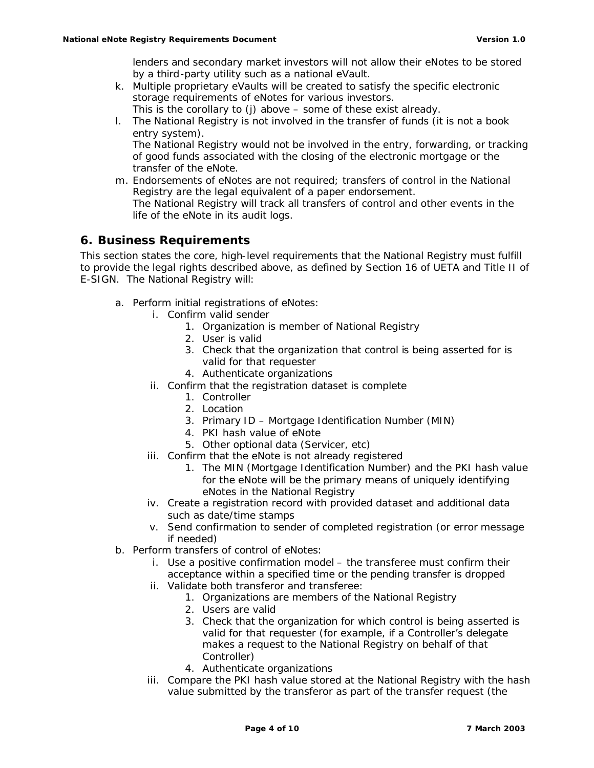lenders and secondary market investors will not allow their eNotes to be stored by a third-party utility such as a national eVault.

k. Multiple proprietary eVaults will be created to satisfy the specific electronic storage requirements of eNotes for various investors.
   This is the corollary to (j) above – some of these exist already.
l. The National Registry is not involved in the transfer of funds (it is not a book entry system).
   The National Registry would not be involved in the entry, forwarding, or tracking of good funds associated with the closing of the electronic mortgage or the transfer of the eNote.
m. Endorsements of eNotes are not required; transfers of control in the National Registry are the legal equivalent of a paper endorsement.
   The National Registry will track all transfers of control and other events in the life of the eNote in its audit logs.

## 6. Business Requirements

This section states the core, high-level requirements that the National Registry must fulfill to provide the legal rights described above, as defined by Section 16 of UETA and Title II of E-SIGN. The National Registry will:

a. Perform initial registrations of eNotes:
   i. Confirm valid sender
      1. Organization is member of National Registry
      2. User is valid
      3. Check that the organization that control is being asserted for is valid for that requester
      4. Authenticate organizations
   ii. Confirm that the registration dataset is complete
      1. Controller
      2. Location
      3. Primary ID – Mortgage Identification Number (MIN)
      4. PKI hash value of eNote
      5. Other optional data (Servicer, etc)
   iii. Confirm that the eNote is not already registered
      1. The MIN (Mortgage Identification Number) and the PKI hash value for the eNote will be the primary means of uniquely identifying eNotes in the National Registry
   iv. Create a registration record with provided dataset and additional data such as date/time stamps
   v. Send confirmation to sender of completed registration (or error message if needed)
b. Perform transfers of control of eNotes:
   i. Use a positive confirmation model – the transferee must confirm their acceptance within a specified time or the pending transfer is dropped
   ii. Validate both transferor and transferee:
      1. Organizations are members of the National Registry
      2. Users are valid
      3. Check that the organization for which control is being asserted is valid for that requester (for example, if a Controller's delegate makes a request to the National Registry on behalf of that Controller)
      4. Authenticate organizations
   iii. Compare the PKI hash value stored at the National Registry with the hash value submitted by the transferor as part of the transfer request (the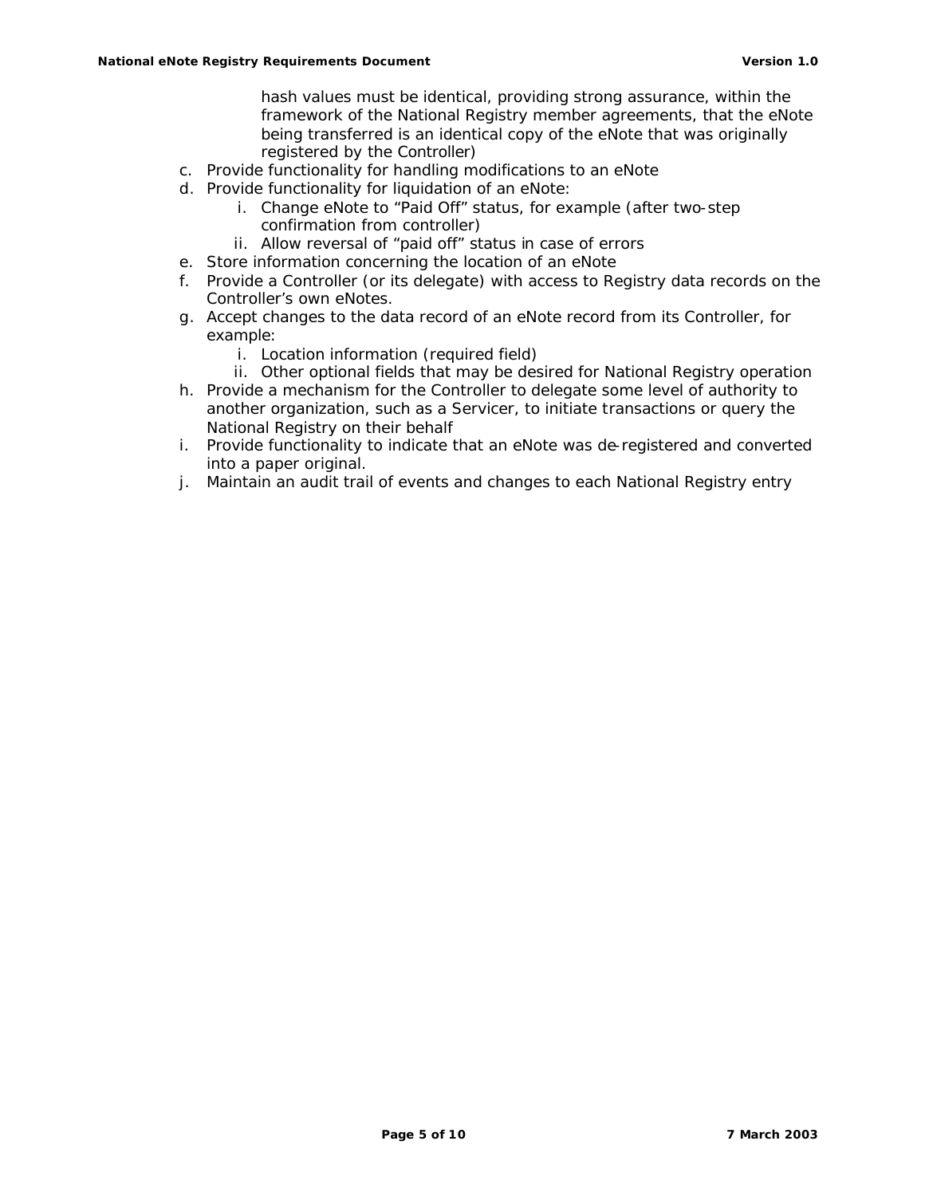hash values must be identical, providing strong assurance, within the framework of the National Registry member agreements, that the eNote being transferred is an identical copy of the eNote that was originally registered by the Controller)

c. Provide functionality for handling modifications to an eNote
d. Provide functionality for liquidation of an eNote:
    i. Change eNote to "Paid Off" status, for example (after two-step confirmation from controller)
    ii. Allow reversal of "paid off" status in case of errors
e. Store information concerning the location of an eNote
f. Provide a Controller (or its delegate) with access to Registry data records on the Controller's own eNotes.
g. Accept changes to the data record of an eNote record from its Controller, for example:
    i. Location information (required field)
    ii. Other optional fields that may be desired for National Registry operation
h. Provide a mechanism for the Controller to delegate some level of authority to another organization, such as a Servicer, to initiate transactions or query the National Registry on their behalf
i. Provide functionality to indicate that an eNote was de-registered and converted into a paper original.
j. Maintain an audit trail of events and changes to each National Registry entry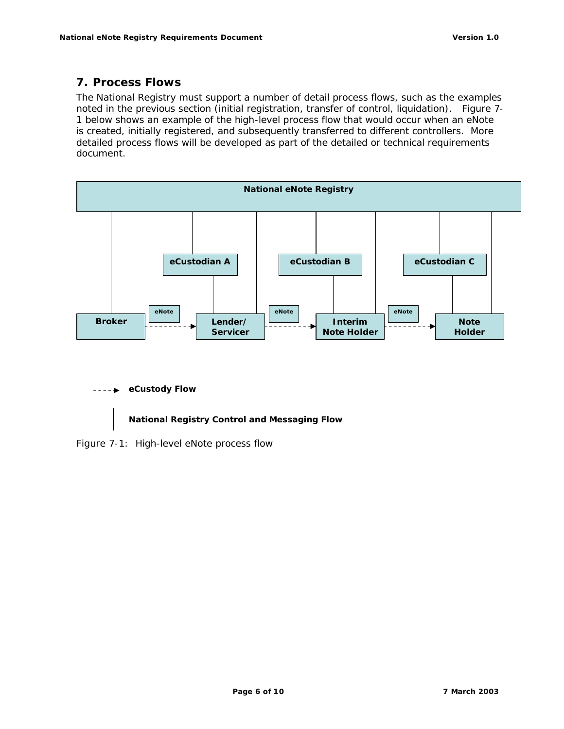## 7. Process Flows

The National Registry must support a number of detail process flows, such as the examples noted in the previous section (initial registration, transfer of control, liquidation). Figure 7-1 below shows an example of the high-level process flow that would occur when an eNote is created, initially registered, and subsequently transferred to different controllers. More detailed process flows will be developed as part of the detailed or technical requirements document.

Figure 7-1: High-level eNote process flow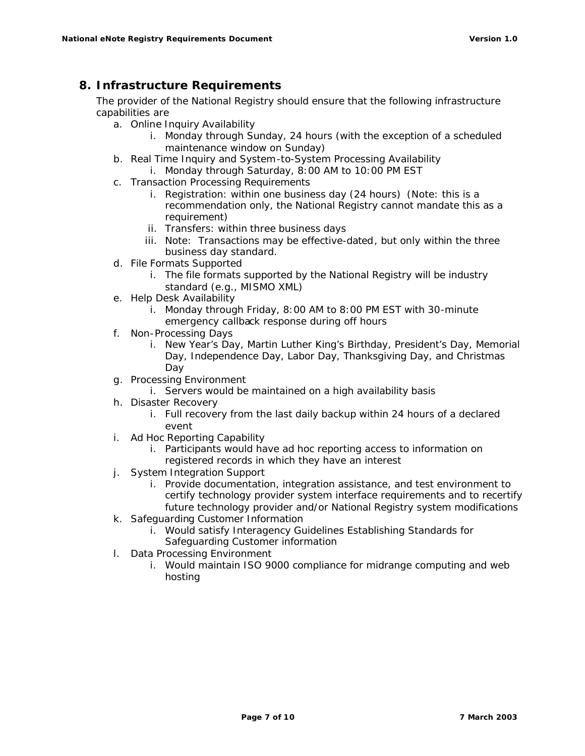## 8. Infrastructure Requirements

The provider of the National Registry should ensure that the following infrastructure capabilities are

a. Online Inquiry Availability
   i. Monday through Sunday, 24 hours (with the exception of a scheduled maintenance window on Sunday)
b. Real Time Inquiry and System-to-System Processing Availability
   i. Monday through Saturday, 8:00 AM to 10:00 PM EST
c. Transaction Processing Requirements
   i. Registration: within one business day (24 hours) (Note: this is a recommendation only, the National Registry cannot mandate this as a requirement)
   ii. Transfers: within three business days
   iii. Note: Transactions may be effective-dated, but only within the three business day standard.
d. File Formats Supported
   i. The file formats supported by the National Registry will be industry standard (e.g., MISMO XML)
e. Help Desk Availability
   i. Monday through Friday, 8:00 AM to 8:00 PM EST with 30-minute emergency callback response during off hours
f. Non-Processing Days
   i. New Year's Day, Martin Luther King's Birthday, President's Day, Memorial Day, Independence Day, Labor Day, Thanksgiving Day, and Christmas Day
g. Processing Environment
   i. Servers would be maintained on a high availability basis
h. Disaster Recovery
   i. Full recovery from the last daily backup within 24 hours of a declared event
i. Ad Hoc Reporting Capability
   i. Participants would have ad hoc reporting access to information on registered records in which they have an interest
j. System Integration Support
   i. Provide documentation, integration assistance, and test environment to certify technology provider system interface requirements and to recertify future technology provider and/or National Registry system modifications
k. Safeguarding Customer Information
   i. Would satisfy Interagency Guidelines Establishing Standards for Safeguarding Customer information
l. Data Processing Environment
   i. Would maintain ISO 9000 compliance for midrange computing and web hosting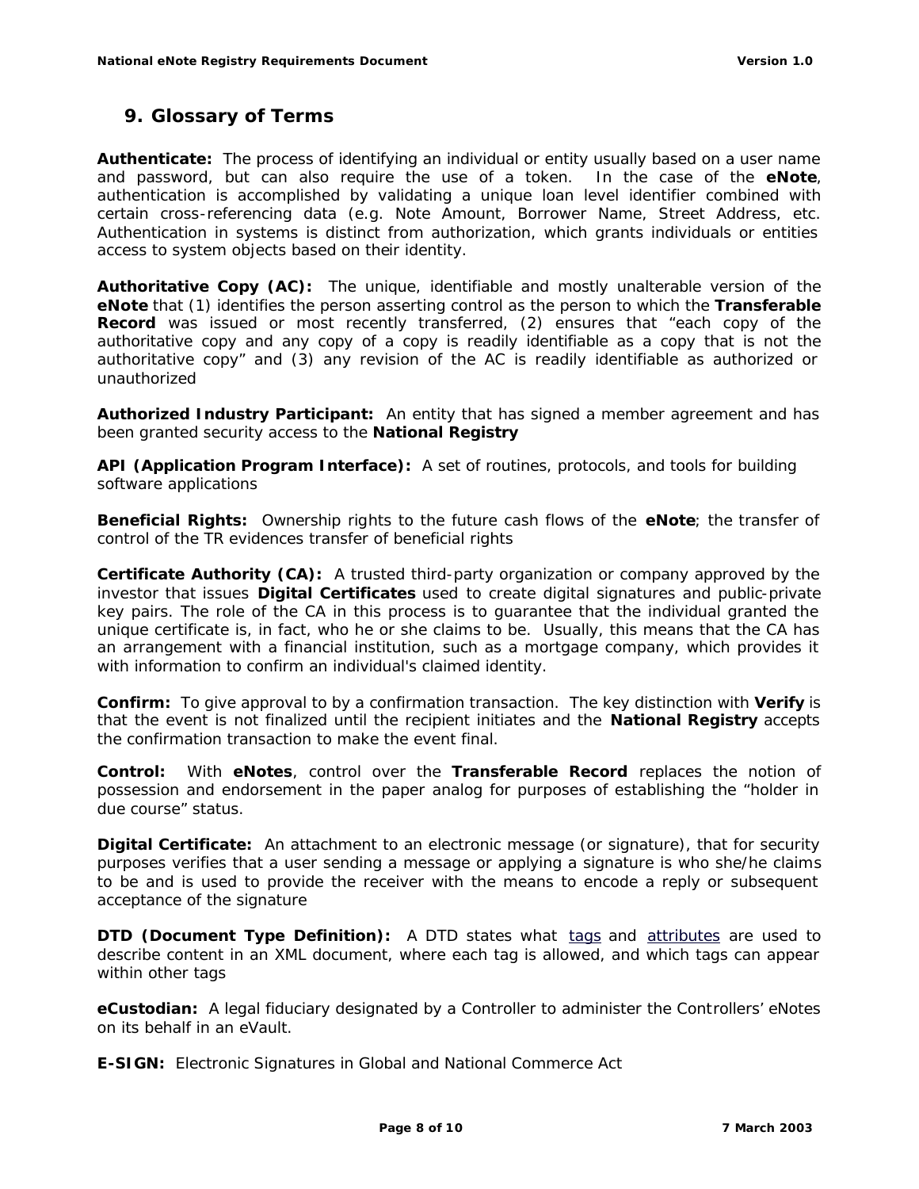## 9. Glossary of Terms

**Authenticate:** The process of identifying an individual or entity usually based on a user name and password, but can also require the use of a token. In the case of the **eNote**, authentication is accomplished by validating a unique loan level identifier combined with certain cross-referencing data (e.g. Note Amount, Borrower Name, Street Address, etc. Authentication in systems is distinct from authorization, which grants individuals or entities access to system objects based on their identity.

**Authoritative Copy (AC):** The unique, identifiable and mostly unalterable version of the **eNote** that (1) identifies the person asserting control as the person to which the **Transferable Record** was issued or most recently transferred, (2) ensures that "each copy of the authoritative copy and any copy of a copy is readily identifiable as a copy that is not the authoritative copy" and (3) any revision of the AC is readily identifiable as authorized or unauthorized

**Authorized Industry Participant:** An entity that has signed a member agreement and has been granted security access to the **National Registry**

**API (Application Program Interface):** A set of routines, protocols, and tools for building software applications

**Beneficial Rights:** Ownership rights to the future cash flows of the **eNote**; the transfer of control of the TR evidences transfer of beneficial rights

**Certificate Authority (CA):** A trusted third-party organization or company approved by the investor that issues **Digital Certificates** used to create digital signatures and public-private key pairs. The role of the CA in this process is to guarantee that the individual granted the unique certificate is, in fact, who he or she claims to be. Usually, this means that the CA has an arrangement with a financial institution, such as a mortgage company, which provides it with information to confirm an individual's claimed identity.

**Confirm:** To give approval to by a confirmation transaction. The key distinction with **Verify** is that the event is not finalized until the recipient initiates and the **National Registry** accepts the confirmation transaction to make the event final.

**Control:** With **eNotes**, control over the **Transferable Record** replaces the notion of possession and endorsement in the paper analog for purposes of establishing the "holder in due course" status.

**Digital Certificate:** An attachment to an electronic message (or signature), that for security purposes verifies that a user sending a message or applying a signature is who she/he claims to be and is used to provide the receiver with the means to encode a reply or subsequent acceptance of the signature

**DTD (Document Type Definition):** A DTD states what tags and attributes are used to describe content in an XML document, where each tag is allowed, and which tags can appear within other tags

**eCustodian:** A legal fiduciary designated by a Controller to administer the Controllers' eNotes on its behalf in an eVault.

**E-SIGN:** Electronic Signatures in Global and National Commerce Act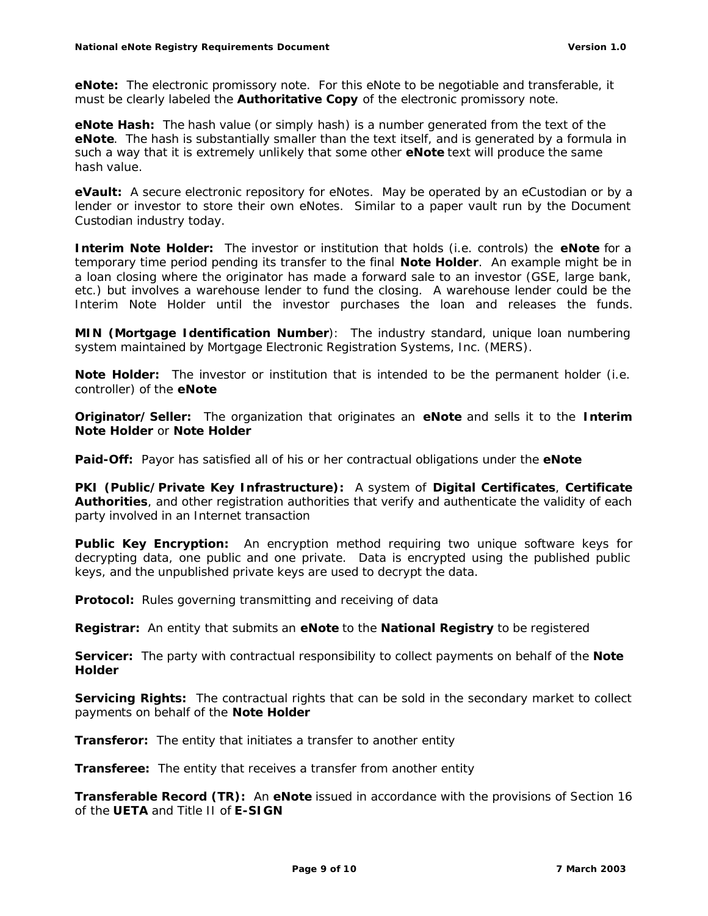**eNote:** The electronic promissory note. For this eNote to be negotiable and transferable, it must be clearly labeled the **Authoritative Copy** of the electronic promissory note.

**eNote Hash:** The hash value (or simply hash) is a number generated from the text of the **eNote**. The hash is substantially smaller than the text itself, and is generated by a formula in such a way that it is extremely unlikely that some other **eNote** text will produce the same hash value.

**eVault:** A secure electronic repository for eNotes. May be operated by an eCustodian or by a lender or investor to store their own eNotes. Similar to a paper vault run by the Document Custodian industry today.

**Interim Note Holder:** The investor or institution that holds (i.e. controls) the **eNote** for a temporary time period pending its transfer to the final **Note Holder**. An example might be in a loan closing where the originator has made a forward sale to an investor (GSE, large bank, etc.) but involves a warehouse lender to fund the closing. A warehouse lender could be the Interim Note Holder until the investor purchases the loan and releases the funds.

**MIN (Mortgage Identification Number**): The industry standard, unique loan numbering system maintained by Mortgage Electronic Registration Systems, Inc. (MERS).

**Note Holder:** The investor or institution that is intended to be the permanent holder (i.e. controller) of the **eNote**

**Originator/Seller:** The organization that originates an **eNote** and sells it to the **Interim Note Holder** or **Note Holder**

**Paid-Off:** Payor has satisfied all of his or her contractual obligations under the **eNote**

**PKI (Public/Private Key Infrastructure):** A system of **Digital Certificates**, **Certificate Authorities**, and other registration authorities that verify and authenticate the validity of each party involved in an Internet transaction

**Public Key Encryption:** An encryption method requiring two unique software keys for decrypting data, one public and one private. Data is encrypted using the published public keys, and the unpublished private keys are used to decrypt the data.

**Protocol:** Rules governing transmitting and receiving of data

**Registrar:** An entity that submits an **eNote** to the **National Registry** to be registered

**Servicer:** The party with contractual responsibility to collect payments on behalf of the **Note Holder**

**Servicing Rights:** The contractual rights that can be sold in the secondary market to collect payments on behalf of the **Note Holder**

**Transferor:** The entity that initiates a transfer to another entity

**Transferee:** The entity that receives a transfer from another entity

**Transferable Record (TR):** An **eNote** issued in accordance with the provisions of Section 16 of the **UETA** and Title II of **E-SIGN**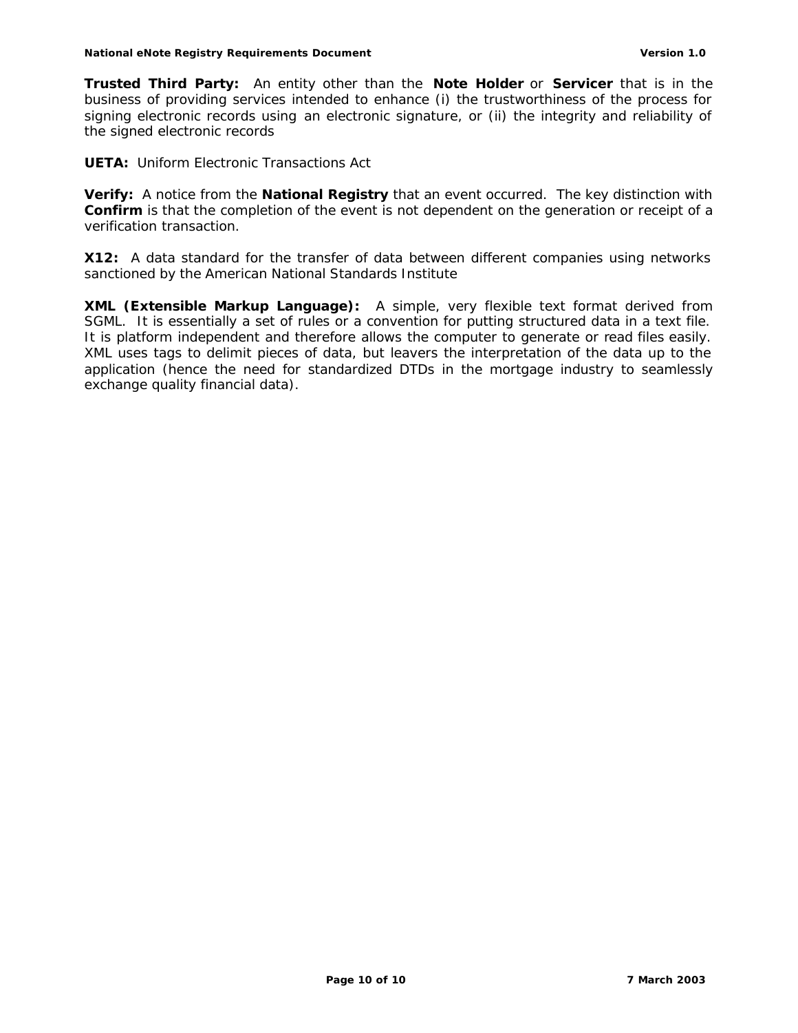**Trusted Third Party:** An entity other than the **Note Holder** or **Servicer** that is in the business of providing services intended to enhance (i) the trustworthiness of the process for signing electronic records using an electronic signature, or (ii) the integrity and reliability of the signed electronic records

**UETA:** Uniform Electronic Transactions Act

**Verify:** A notice from the **National Registry** that an event occurred. The key distinction with **Confirm** is that the completion of the event is not dependent on the generation or receipt of a verification transaction.

**X12:** A data standard for the transfer of data between different companies using networks sanctioned by the American National Standards Institute

**XML (Extensible Markup Language):** A simple, very flexible text format derived from SGML. It is essentially a set of rules or a convention for putting structured data in a text file. It is platform independent and therefore allows the computer to generate or read files easily. XML uses tags to delimit pieces of data, but leavers the interpretation of the data up to the application (hence the need for standardized DTDs in the mortgage industry to seamlessly exchange quality financial data).